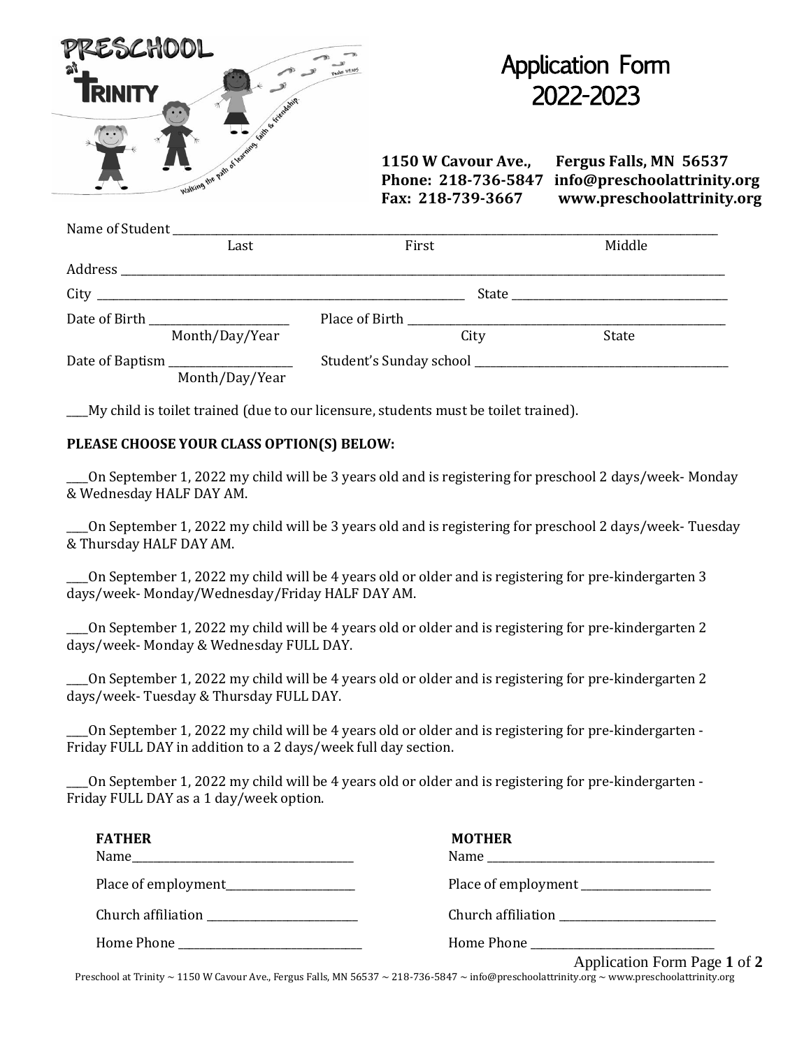# Application Form 2022-2023

**1150 W Cavour Ave., Fergus Falls, MN 56537**
**Phone: 218-736-5847 info@preschoolattrinity.org**
**Fax: 218-739-3667 www.preschoolattrinity.org**

Name of Student ______________________________________________
Last First Middle

Address ______________________________________________

City ______________________________ State ____________________

Date of Birth ____________________ Place of Birth ______________________________
Month/Day/Year City State

Date of Baptism ____________________ Student's Sunday school ______________________________
Month/Day/Year

____My child is toilet trained (due to our licensure, students must be toilet trained).

**PLEASE CHOOSE YOUR CLASS OPTION(S) BELOW:**

____On September 1, 2022 my child will be 3 years old and is registering for preschool 2 days/week- Monday & Wednesday HALF DAY AM.

____On September 1, 2022 my child will be 3 years old and is registering for preschool 2 days/week- Tuesday & Thursday HALF DAY AM.

____On September 1, 2022 my child will be 4 years old or older and is registering for pre-kindergarten 3 days/week- Monday/Wednesday/Friday HALF DAY AM.

____On September 1, 2022 my child will be 4 years old or older and is registering for pre-kindergarten 2 days/week- Monday & Wednesday FULL DAY.

____On September 1, 2022 my child will be 4 years old or older and is registering for pre-kindergarten 2 days/week- Tuesday & Thursday FULL DAY.

____On September 1, 2022 my child will be 4 years old or older and is registering for pre-kindergarten - Friday FULL DAY in addition to a 2 days/week full day section.

____On September 1, 2022 my child will be 4 years old or older and is registering for pre-kindergarten - Friday FULL DAY as a 1 day/week option.

**FATHER**

Name______________________________

Place of employment____________________

Church affiliation ______________________

Home Phone ___________________________

**MOTHER**

Name ______________________________

Place of employment ____________________

Church affiliation ______________________

Home Phone ___________________________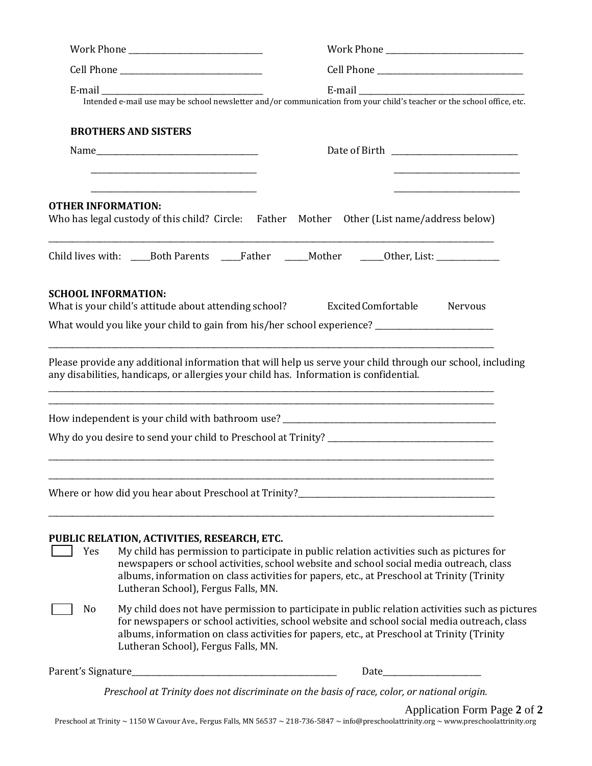Work Phone ______________________________ Work Phone ______________________________

Cell Phone ______________________________ Cell Phone ______________________________

E-mail ______________________________ E-mail ______________________________

Intended e-mail use may be school newsletter and/or communication from your child's teacher or the school office, etc.

**BROTHERS AND SISTERS**

Name______________________________ Date of Birth ______________________________

______________________________ ______________________________

______________________________ ______________________________

**OTHER INFORMATION:**

Who has legal custody of this child? Circle: Father Mother Other (List name/address below)

________________________________________________________________________________

Child lives with: _____Both Parents _____Father _____Mother _____Other, List: ______________

**SCHOOL INFORMATION:**

What is your child's attitude about attending school? Excited Comfortable Nervous

What would you like your child to gain from his/her school experience? ______________________

________________________________________________________________________________

Please provide any additional information that will help us serve your child through our school, including any disabilities, handicaps, or allergies your child has. Information is confidential.

________________________________________________________________________________

________________________________________________________________________________

How independent is your child with bathroom use? ______________________________________

Why do you desire to send your child to Preschool at Trinity? ______________________________

________________________________________________________________________________

________________________________________________________________________________

Where or how did you hear about Preschool at Trinity?____________________________________

________________________________________________________________________________

**PUBLIC RELATION, ACTIVITIES, RESEARCH, ETC.**

☐ Yes My child has permission to participate in public relation activities such as pictures for newspapers or school activities, school website and school social media outreach, class albums, information on class activities for papers, etc., at Preschool at Trinity (Trinity Lutheran School), Fergus Falls, MN.

☐ No My child does not have permission to participate in public relation activities such as pictures for newspapers or school activities, school website and school social media outreach, class albums, information on class activities for papers, etc., at Preschool at Trinity (Trinity Lutheran School), Fergus Falls, MN.

Parent's Signature______________________________________ Date____________________

*Preschool at Trinity does not discriminate on the basis of race, color, or national origin.*

Preschool at Trinity ~ 1150 W Cavour Ave., Fergus Falls, MN 56537 ~ 218-736-5847 ~ info@preschoolattrinity.org ~ www.preschoolattrinity.org